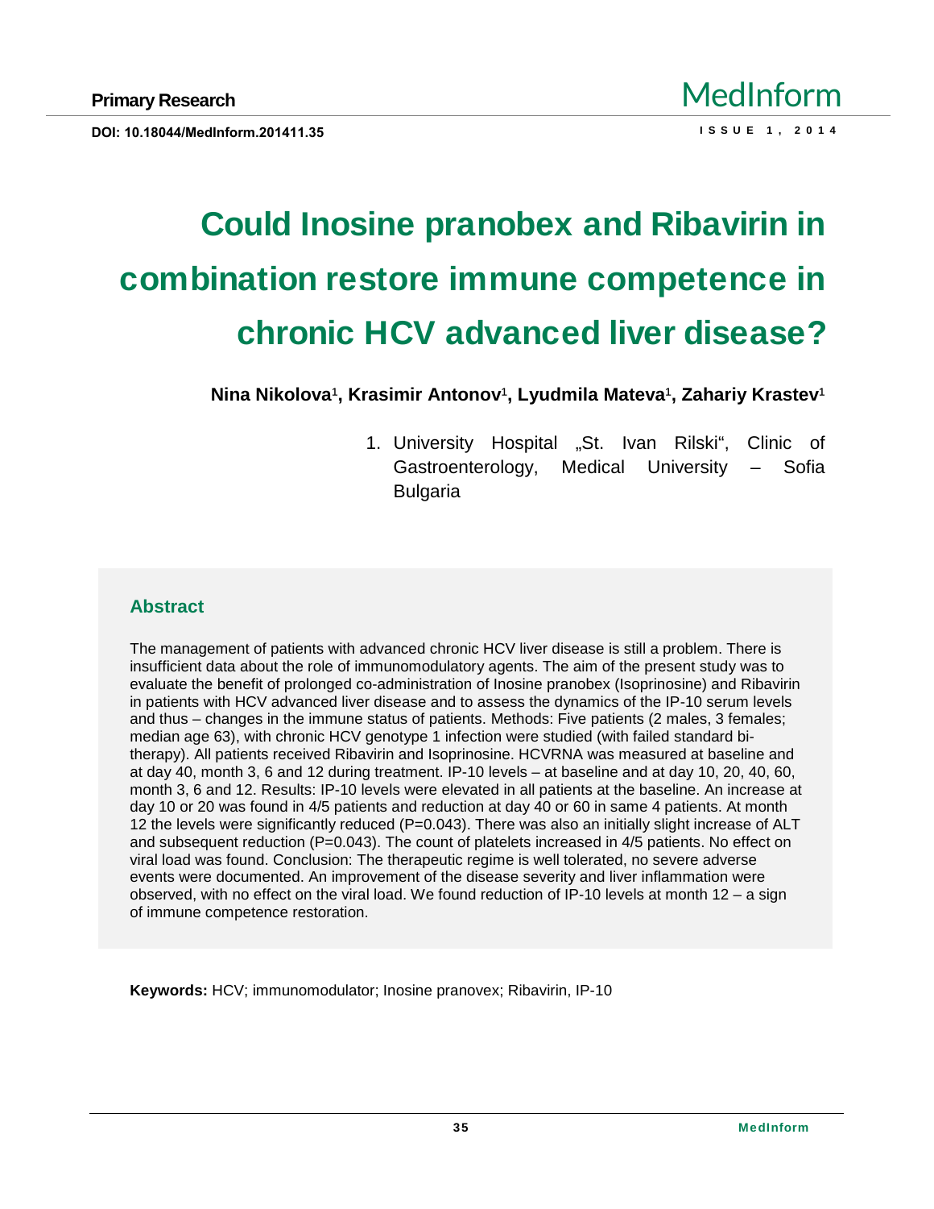Primary Research

DOI: 10.18044/MedInform.201411.35

# Could Inosine pranobex and Ribavirin in combination restore immune competence in chronic HCV advanced liver disease?

**Nina Nikolova[1], Krasimir Antonov[1], Lyudmila Mateva[1], Zahariy Krastev[1]**

1. University Hospital „St. Ivan Rilski“, Clinic of Gastroenterology, Medical University – Sofia Bulgaria

## Abstract

The management of patients with advanced chronic HCV liver disease is still a problem. There is insufficient data about the role of immunomodulatory agents. The aim of the present study was to evaluate the benefit of prolonged co-administration of Inosine pranobex (Isoprinosine) and Ribavirin in patients with HCV advanced liver disease and to assess the dynamics of the IP-10 serum levels and thus – changes in the immune status of patients. Methods: Five patients (2 males, 3 females; median age 63), with chronic HCV genotype 1 infection were studied (with failed standard bi-therapy). All patients received Ribavirin and Isoprinosine. HCVRNA was measured at baseline and at day 40, month 3, 6 and 12 during treatment. IP-10 levels – at baseline and at day 10, 20, 40, 60, month 3, 6 and 12. Results: IP-10 levels were elevated in all patients at the baseline. An increase at day 10 or 20 was found in 4/5 patients and reduction at day 40 or 60 in same 4 patients. At month 12 the levels were significantly reduced (P=0.043). There was also an initially slight increase of ALT and subsequent reduction (P=0.043). The count of platelets increased in 4/5 patients. No effect on viral load was found. Conclusion: The therapeutic regime is well tolerated, no severe adverse events were documented. An improvement of the disease severity and liver inflammation were observed, with no effect on the viral load. We found reduction of IP-10 levels at month 12 – a sign of immune competence restoration.

**Keywords:** HCV; immunomodulator; Inosine pranovex; Ribavirin, IP-10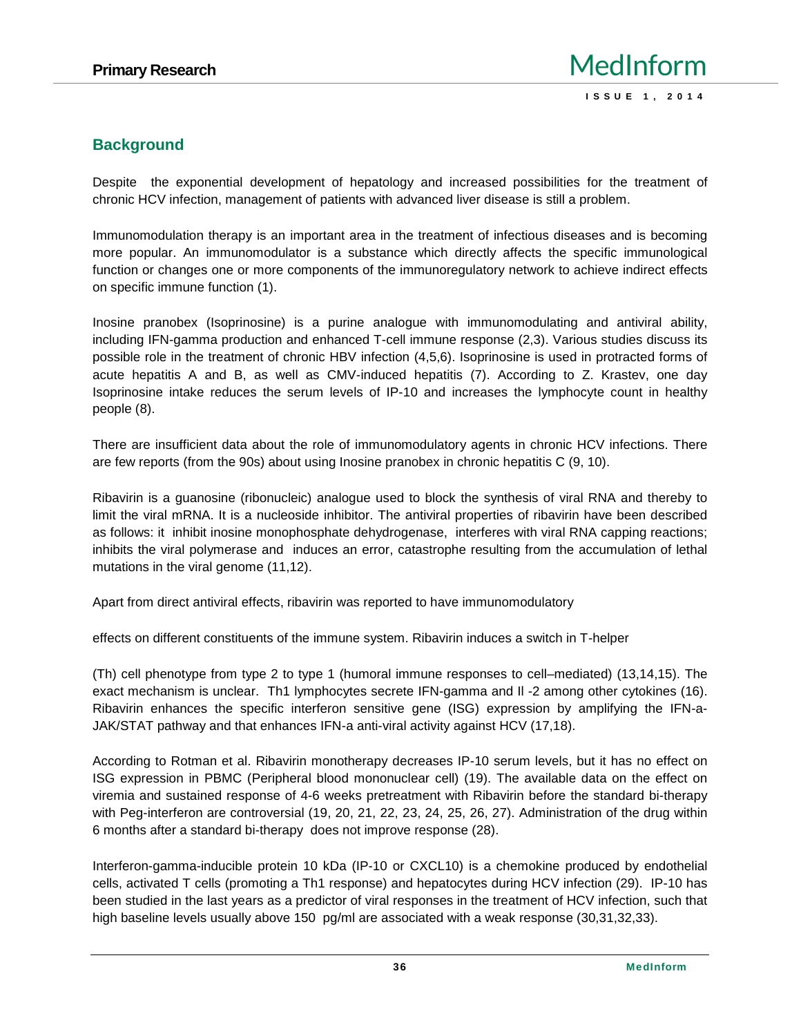## Background

Despite the exponential development of hepatology and increased possibilities for the treatment of chronic HCV infection, management of patients with advanced liver disease is still a problem.

Immunomodulation therapy is an important area in the treatment of infectious diseases and is becoming more popular. An immunomodulator is a substance which directly affects the specific immunological function or changes one or more components of the immunoregulatory network to achieve indirect effects on specific immune function (1).

Inosine pranobex (Isoprinosine) is a purine analogue with immunomodulating and antiviral ability, including IFN-gamma production and enhanced T-cell immune response (2,3). Various studies discuss its possible role in the treatment of chronic HBV infection (4,5,6). Isoprinosine is used in protracted forms of acute hepatitis A and B, as well as CMV-induced hepatitis (7). According to Z. Krastev, one day Isoprinosine intake reduces the serum levels of IP-10 and increases the lymphocyte count in healthy people (8).

There are insufficient data about the role of immunomodulatory agents in chronic HCV infections. There are few reports (from the 90s) about using Inosine pranobex in chronic hepatitis C (9, 10).

Ribavirin is a guanosine (ribonucleic) analogue used to block the synthesis of viral RNA and thereby to limit the viral mRNA. It is a nucleoside inhibitor. The antiviral properties of ribavirin have been described as follows: it inhibit inosine monophosphate dehydrogenase, interferes with viral RNA capping reactions; inhibits the viral polymerase and induces an error, catastrophe resulting from the accumulation of lethal mutations in the viral genome (11,12).

Apart from direct antiviral effects, ribavirin was reported to have immunomodulatory

effects on different constituents of the immune system. Ribavirin induces a switch in T-helper

(Th) cell phenotype from type 2 to type 1 (humoral immune responses to cell–mediated) (13,14,15). The exact mechanism is unclear. Th1 lymphocytes secrete IFN-gamma and Il -2 among other cytokines (16). Ribavirin enhances the specific interferon sensitive gene (ISG) expression by amplifying the IFN-a-JAK/STAT pathway and that enhances IFN-a anti-viral activity against HCV (17,18).

According to Rotman et al. Ribavirin monotherapy decreases IP-10 serum levels, but it has no effect on ISG expression in PBMC (Peripheral blood mononuclear cell) (19). The available data on the effect on viremia and sustained response of 4-6 weeks pretreatment with Ribavirin before the standard bi-therapy with Peg-interferon are controversial (19, 20, 21, 22, 23, 24, 25, 26, 27). Administration of the drug within 6 months after a standard bi-therapy does not improve response (28).

Interferon-gamma-inducible protein 10 kDa (IP-10 or CXCL10) is a chemokine produced by endothelial cells, activated T cells (promoting a Th1 response) and hepatocytes during HCV infection (29). IP-10 has been studied in the last years as a predictor of viral responses in the treatment of HCV infection, such that high baseline levels usually above 150 pg/ml are associated with a weak response (30,31,32,33).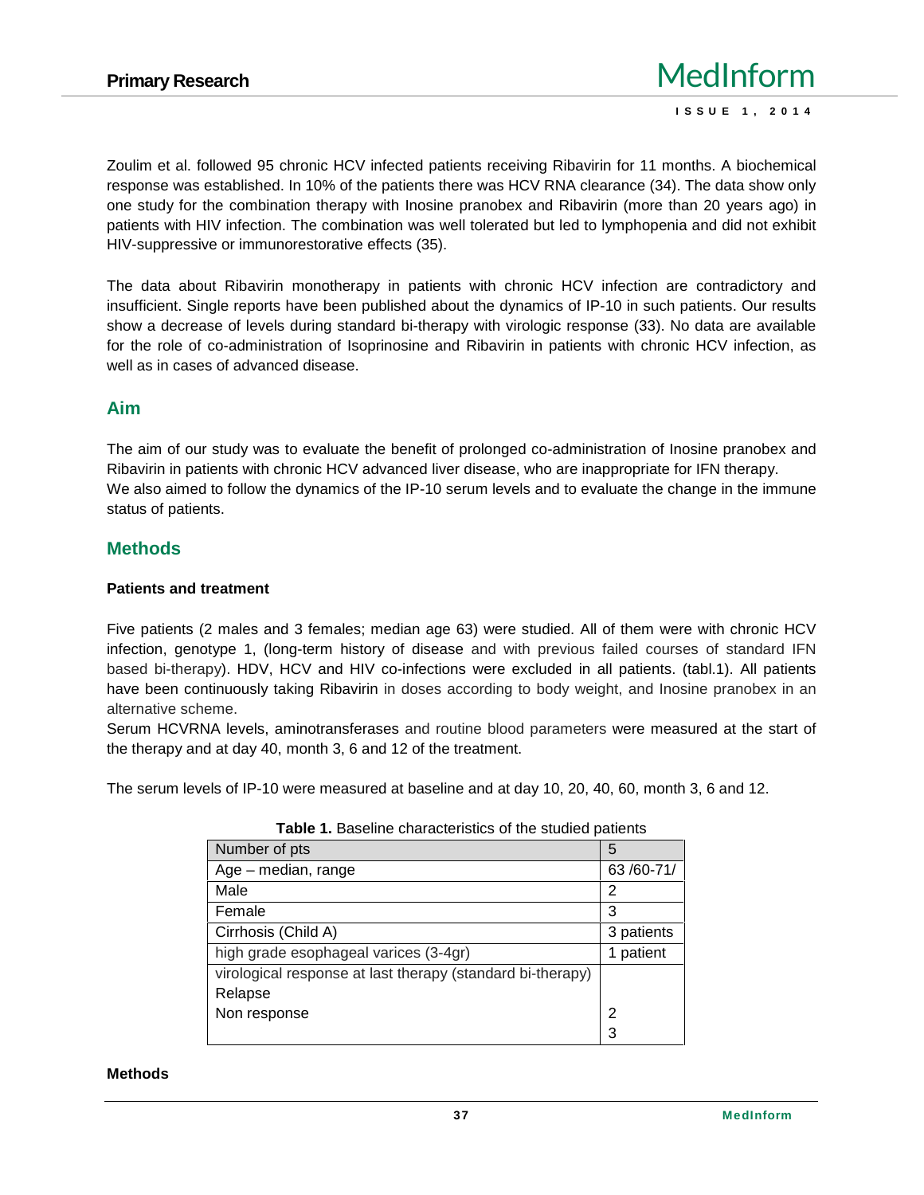Zoulim et al. followed 95 chronic HCV infected patients receiving Ribavirin for 11 months. A biochemical response was established. In 10% of the patients there was HCV RNA clearance (34). The data show only one study for the combination therapy with Inosine pranobex and Ribavirin (more than 20 years ago) in patients with HIV infection. The combination was well tolerated but led to lymphopenia and did not exhibit HIV-suppressive or immunorestorative effects (35).

The data about Ribavirin monotherapy in patients with chronic HCV infection are contradictory and insufficient. Single reports have been published about the dynamics of IP-10 in such patients. Our results show a decrease of levels during standard bi-therapy with virologic response (33). No data are available for the role of co-administration of Isoprinosine and Ribavirin in patients with chronic HCV infection, as well as in cases of advanced disease.

## Aim

The aim of our study was to evaluate the benefit of prolonged co-administration of Inosine pranobex and Ribavirin in patients with chronic HCV advanced liver disease, who are inappropriate for IFN therapy.
We also aimed to follow the dynamics of the IP-10 serum levels and to evaluate the change in the immune status of patients.

## Methods

### Patients and treatment

Five patients (2 males and 3 females; median age 63) were studied. All of them were with chronic HCV infection, genotype 1, (long-term history of disease and with previous failed courses of standard IFN based bi-therapy). HDV, HCV and HIV co-infections were excluded in all patients. (tabl.1). All patients have been continuously taking Ribavirin in doses according to body weight, and Inosine pranobex in an alternative scheme.
Serum HCVRNA levels, aminotransferases and routine blood parameters were measured at the start of the therapy and at day 40, month 3, 6 and 12 of the treatment.

The serum levels of IP-10 were measured at baseline and at day 10, 20, 40, 60, month 3, 6 and 12.

**Table 1.** Baseline characteristics of the studied patients

| Number of pts | 5 |
|---|---|
| Age – median, range | 63 /60-71/ |
| Male | 2 |
| Female | 3 |
| Cirrhosis (Child A) | 3 patients |
| high grade esophageal varices (3-4gr) | 1 patient |
| virological response at last therapy (standard bi-therapy) | |
| Relapse | |
| Non response | 2 |
| | 3 |

### Methods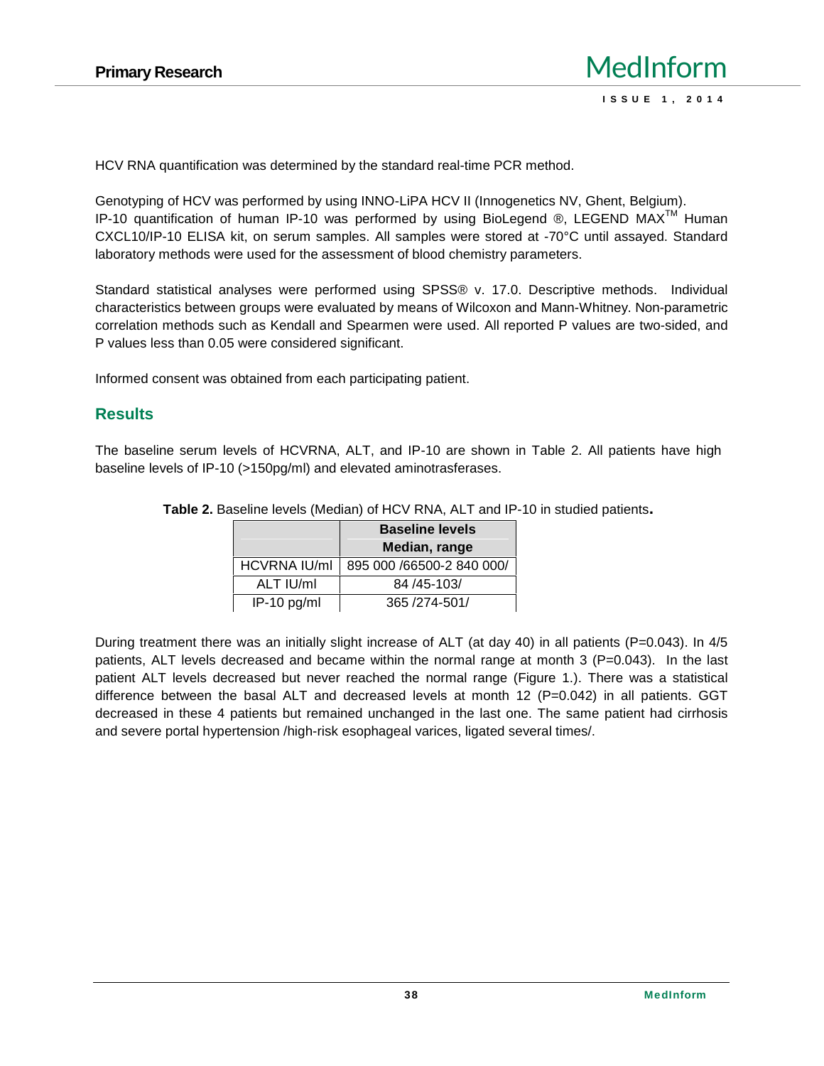HCV RNA quantification was determined by the standard real-time PCR method.

Genotyping of HCV was performed by using INNO-LiPA HCV II (Innogenetics NV, Ghent, Belgium).
IP-10 quantification of human IP-10 was performed by using BioLegend ®, LEGEND MAX™ Human CXCL10/IP-10 ELISA kit, on serum samples. All samples were stored at -70°C until assayed. Standard laboratory methods were used for the assessment of blood chemistry parameters.

Standard statistical analyses were performed using SPSS® v. 17.0. Descriptive methods. Individual characteristics between groups were evaluated by means of Wilcoxon and Mann-Whitney. Non-parametric correlation methods such as Kendall and Spearmen were used. All reported P values are two-sided, and P values less than 0.05 were considered significant.

Informed consent was obtained from each participating patient.

## Results

The baseline serum levels of HCVRNA, ALT, and IP-10 are shown in Table 2. All patients have high baseline levels of IP-10 (>150pg/ml) and elevated aminotrasferases.

**Table 2.** Baseline levels (Median) of HCV RNA, ALT and IP-10 in studied patients**.**

| | **Baseline levels Median, range** |
|---|---|
| HCVRNA IU/ml | 895 000 /66500-2 840 000/ |
| ALT IU/ml | 84 /45-103/ |
| IP-10 pg/ml | 365 /274-501/ |

During treatment there was an initially slight increase of ALT (at day 40) in all patients (P=0.043). In 4/5 patients, ALT levels decreased and became within the normal range at month 3 (P=0.043). In the last patient ALT levels decreased but never reached the normal range (Figure 1.). There was a statistical difference between the basal ALT and decreased levels at month 12 (P=0.042) in all patients. GGT decreased in these 4 patients but remained unchanged in the last one. The same patient had cirrhosis and severe portal hypertension /high-risk esophageal varices, ligated several times/.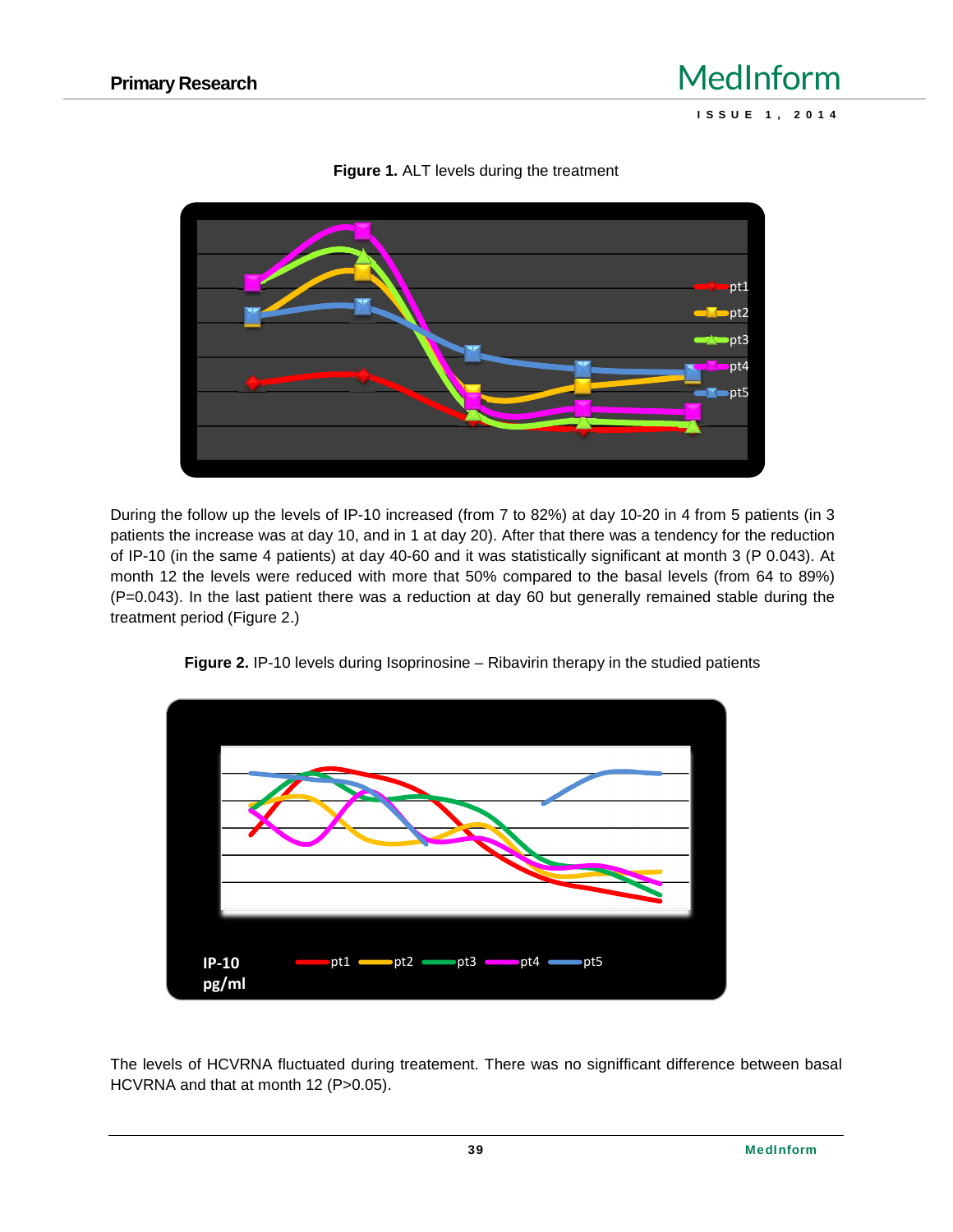**Figure 1.** ALT levels during the treatment

During the follow up the levels of IP-10 increased (from 7 to 82%) at day 10-20 in 4 from 5 patients (in 3 patients the increase was at day 10, and in 1 at day 20). After that there was a tendency for the reduction of IP-10 (in the same 4 patients) at day 40-60 and it was statistically significant at month 3 (P 0.043). At month 12 the levels were reduced with more that 50% compared to the basal levels (from 64 to 89%) (P=0.043). In the last patient there was a reduction at day 60 but generally remained stable during the treatment period (Figure 2.)

**Figure 2.** IP-10 levels during Isoprinosine – Ribavirin therapy in the studied patients

The levels of HCVRNA fluctuated during treatement. There was no signifficant difference between basal HCVRNA and that at month 12 (P>0.05).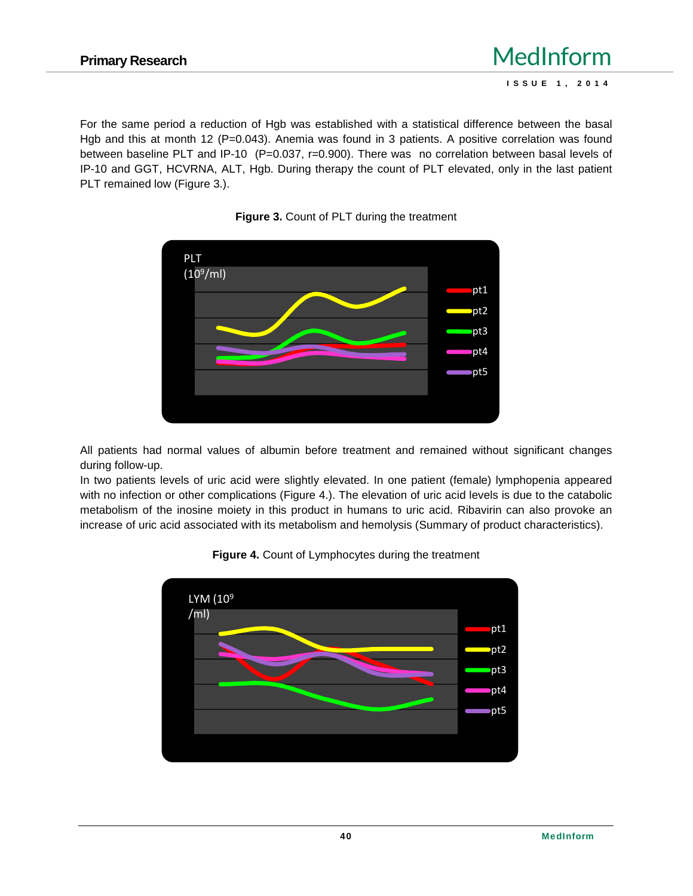For the same period a reduction of Hgb was established with a statistical difference between the basal Hgb and this at month 12 (P=0.043). Anemia was found in 3 patients. A positive correlation was found between baseline PLT and IP-10 (P=0.037, r=0.900). There was no correlation between basal levels of IP-10 and GGT, HCVRNA, ALT, Hgb. During therapy the count of PLT elevated, only in the last patient PLT remained low (Figure 3.).

**Figure 3.** Count of PLT during the treatment

All patients had normal values of albumin before treatment and remained without significant changes during follow-up.

In two patients levels of uric acid were slightly elevated. In one patient (female) lymphopenia appeared with no infection or other complications (Figure 4.). The elevation of uric acid levels is due to the catabolic metabolism of the inosine moiety in this product in humans to uric acid. Ribavirin can also provoke an increase of uric acid associated with its metabolism and hemolysis (Summary of product characteristics).

**Figure 4.** Count of Lymphocytes during the treatment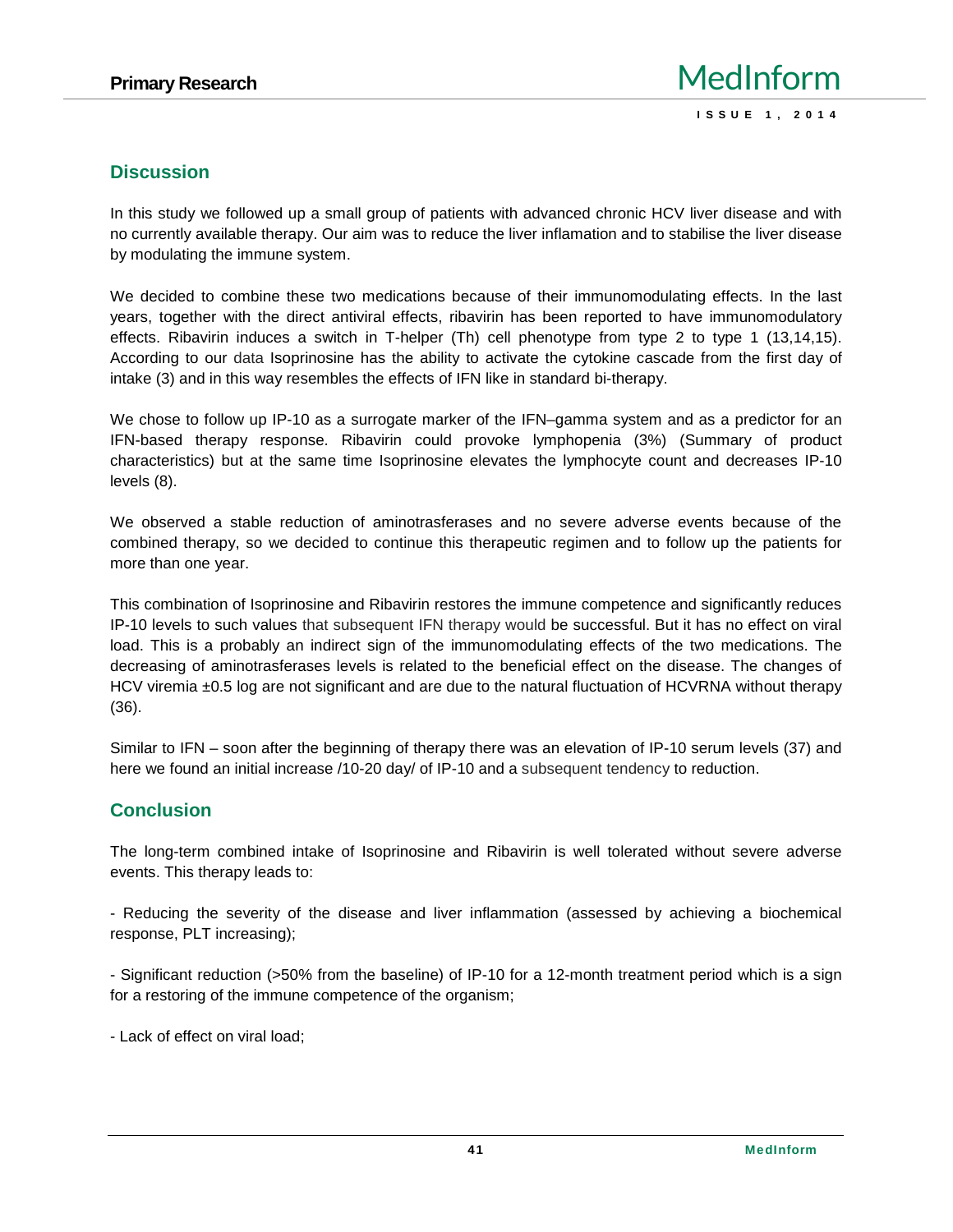## Discussion

In this study we followed up a small group of patients with advanced chronic HCV liver disease and with no currently available therapy. Our aim was to reduce the liver inflamation and to stabilise the liver disease by modulating the immune system.

We decided to combine these two medications because of their immunomodulating effects. In the last years, together with the direct antiviral effects, ribavirin has been reported to have immunomodulatory effects. Ribavirin induces a switch in T-helper (Th) cell phenotype from type 2 to type 1 (13,14,15). According to our data Isoprinosine has the ability to activate the cytokine cascade from the first day of intake (3) and in this way resembles the effects of IFN like in standard bi-therapy.

We chose to follow up IP-10 as a surrogate marker of the IFN–gamma system and as a predictor for an IFN-based therapy response. Ribavirin could provoke lymphopenia (3%) (Summary of product characteristics) but at the same time Isoprinosine elevates the lymphocyte count and decreases IP-10 levels (8).

We observed a stable reduction of aminotrasferases and no severe adverse events because of the combined therapy, so we decided to continue this therapeutic regimen and to follow up the patients for more than one year.

This combination of Isoprinosine and Ribavirin restores the immune competence and significantly reduces IP-10 levels to such values that subsequent IFN therapy would be successful. But it has no effect on viral load. This is a probably an indirect sign of the immunomodulating effects of the two medications. The decreasing of aminotrasferases levels is related to the beneficial effect on the disease. The changes of HCV viremia ±0.5 log are not significant and are due to the natural fluctuation of HCVRNA without therapy (36).

Similar to IFN – soon after the beginning of therapy there was an elevation of IP-10 serum levels (37) and here we found an initial increase /10-20 day/ of IP-10 and a subsequent tendency to reduction.

## Conclusion

The long-term combined intake of Isoprinosine and Ribavirin is well tolerated without severe adverse events. This therapy leads to:

- Reducing the severity of the disease and liver inflammation (assessed by achieving a biochemical response, PLT increasing);

- Significant reduction (>50% from the baseline) of IP-10 for a 12-month treatment period which is a sign for a restoring of the immune competence of the organism;

- Lack of effect on viral load;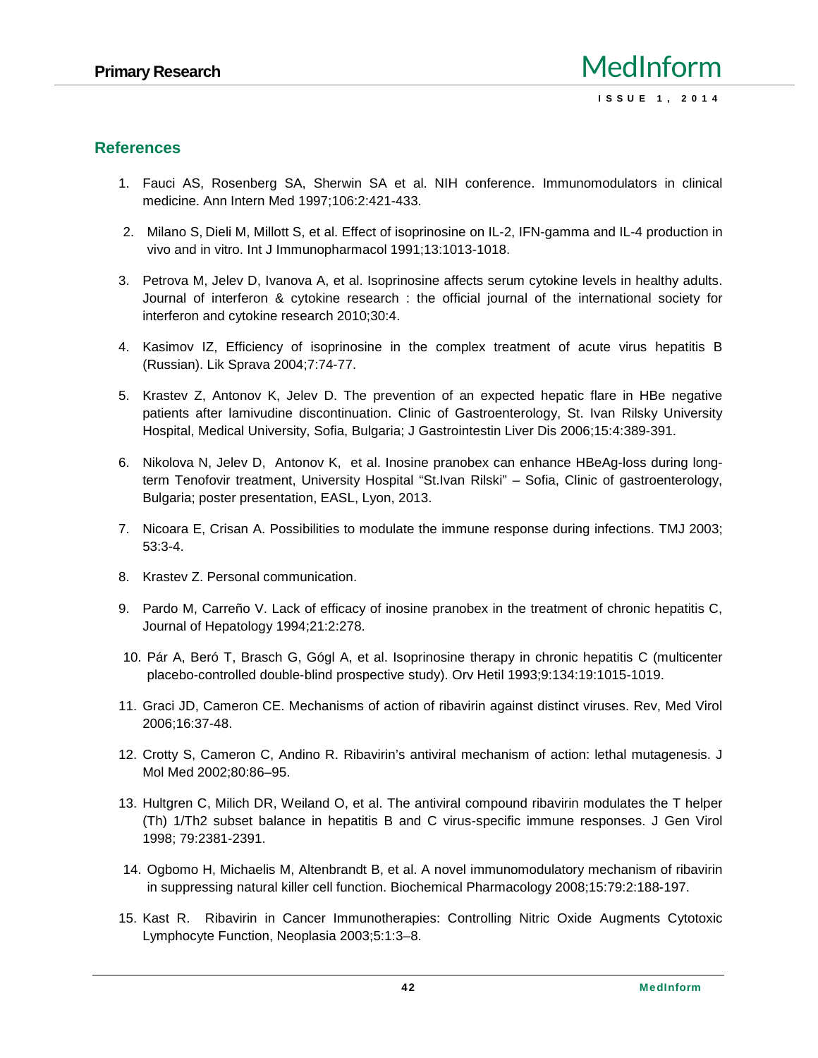## References

1. Fauci AS, Rosenberg SA, Sherwin SA et al. NIH conference. Immunomodulators in clinical medicine. Ann Intern Med 1997;106:2:421-433.
2. Milano S, Dieli M, Millott S, et al. Effect of isoprinosine on IL-2, IFN-gamma and IL-4 production in vivo and in vitro. Int J Immunopharmacol 1991;13:1013-1018.
3. Petrova M, Jelev D, Ivanova A, et al. Isoprinosine affects serum cytokine levels in healthy adults. Journal of interferon & cytokine research : the official journal of the international society for interferon and cytokine research 2010;30:4.
4. Kasimov IZ, Efficiency of isoprinosine in the complex treatment of acute virus hepatitis B (Russian). Lik Sprava 2004;7:74-77.
5. Krastev Z, Antonov K, Jelev D. The prevention of an expected hepatic flare in HBe negative patients after lamivudine discontinuation. Clinic of Gastroenterology, St. Ivan Rilsky University Hospital, Medical University, Sofia, Bulgaria; J Gastrointestin Liver Dis 2006;15:4:389-391.
6. Nikolova N, Jelev D, Antonov K, et al. Inosine pranobex can enhance HBeAg-loss during long-term Tenofovir treatment, University Hospital "St.Ivan Rilski" – Sofia, Clinic of gastroenterology, Bulgaria; poster presentation, EASL, Lyon, 2013.
7. Nicoara E, Crisan A. Possibilities to modulate the immune response during infections. TMJ 2003; 53:3-4.
8. Krastev Z. Personal communication.
9. Pardo M, Carreño V. Lack of efficacy of inosine pranobex in the treatment of chronic hepatitis C, Journal of Hepatology 1994;21:2:278.
10. Pár A, Beró T, Brasch G, Gógl A, et al. Isoprinosine therapy in chronic hepatitis C (multicenter placebo-controlled double-blind prospective study). Orv Hetil 1993;9:134:19:1015-1019.
11. Graci JD, Cameron CE. Mechanisms of action of ribavirin against distinct viruses. Rev, Med Virol 2006;16:37-48.
12. Crotty S, Cameron C, Andino R. Ribavirin's antiviral mechanism of action: lethal mutagenesis. J Mol Med 2002;80:86–95.
13. Hultgren C, Milich DR, Weiland O, et al. The antiviral compound ribavirin modulates the T helper (Th) 1/Th2 subset balance in hepatitis B and C virus-specific immune responses. J Gen Virol 1998; 79:2381-2391.
14. Ogbomo H, Michaelis M, Altenbrandt B, et al. A novel immunomodulatory mechanism of ribavirin in suppressing natural killer cell function. Biochemical Pharmacology 2008;15:79:2:188-197.
15. Kast R. Ribavirin in Cancer Immunotherapies: Controlling Nitric Oxide Augments Cytotoxic Lymphocyte Function, Neoplasia 2003;5:1:3–8.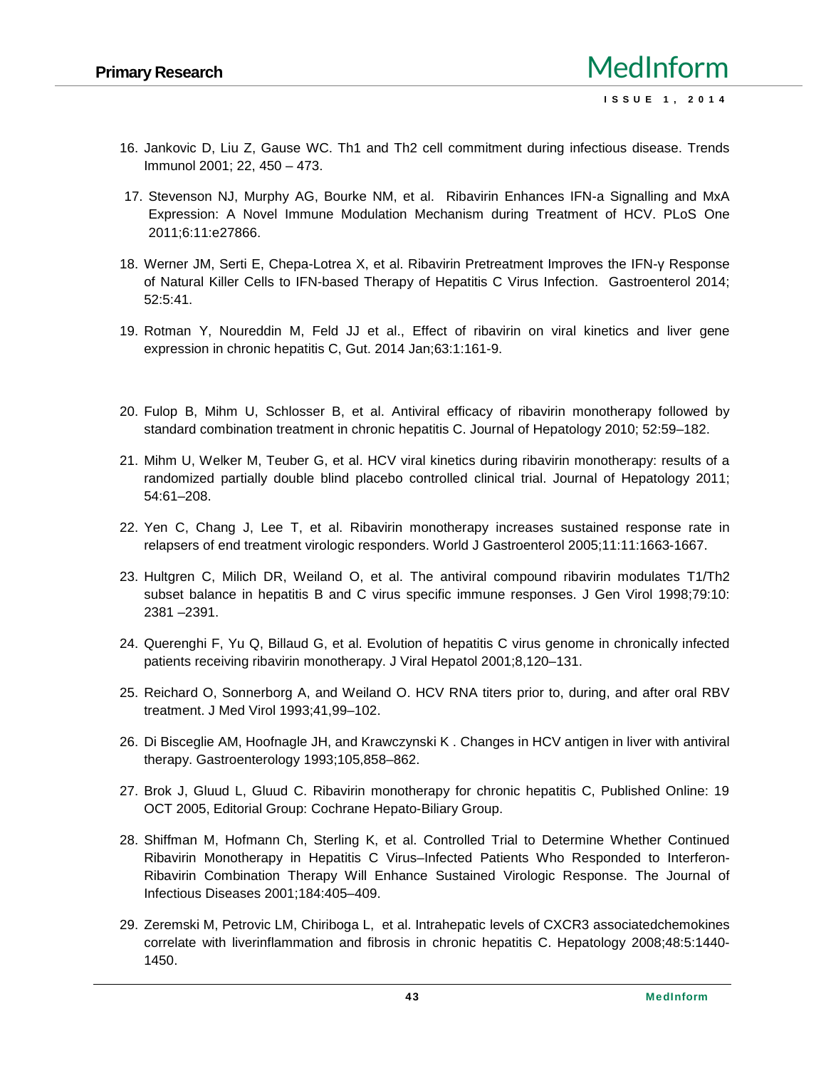16. Jankovic D, Liu Z, Gause WC. Th1 and Th2 cell commitment during infectious disease. Trends Immunol 2001; 22, 450 – 473.

17. Stevenson NJ, Murphy AG, Bourke NM, et al. Ribavirin Enhances IFN-a Signalling and MxA Expression: A Novel Immune Modulation Mechanism during Treatment of HCV. PLoS One 2011;6:11:e27866.

18. Werner JM, Serti E, Chepa-Lotrea X, et al. Ribavirin Pretreatment Improves the IFN-γ Response of Natural Killer Cells to IFN-based Therapy of Hepatitis C Virus Infection. Gastroenterol 2014; 52:5:41.

19. Rotman Y, Noureddin M, Feld JJ et al., Effect of ribavirin on viral kinetics and liver gene expression in chronic hepatitis C, Gut. 2014 Jan;63:1:161-9.

20. Fulop B, Mihm U, Schlosser B, et al. Antiviral efficacy of ribavirin monotherapy followed by standard combination treatment in chronic hepatitis C. Journal of Hepatology 2010; 52:59–182.

21. Mihm U, Welker M, Teuber G, et al. HCV viral kinetics during ribavirin monotherapy: results of a randomized partially double blind placebo controlled clinical trial. Journal of Hepatology 2011; 54:61–208.

22. Yen C, Chang J, Lee T, et al. Ribavirin monotherapy increases sustained response rate in relapsers of end treatment virologic responders. World J Gastroenterol 2005;11:11:1663-1667.

23. Hultgren C, Milich DR, Weiland O, et al. The antiviral compound ribavirin modulates T1/Th2 subset balance in hepatitis B and C virus specific immune responses. J Gen Virol 1998;79:10: 2381 –2391.

24. Querenghi F, Yu Q, Billaud G, et al. Evolution of hepatitis C virus genome in chronically infected patients receiving ribavirin monotherapy. J Viral Hepatol 2001;8,120–131.

25. Reichard O, Sonnerborg A, and Weiland O. HCV RNA titers prior to, during, and after oral RBV treatment. J Med Virol 1993;41,99–102.

26. Di Bisceglie AM, Hoofnagle JH, and Krawczynski K . Changes in HCV antigen in liver with antiviral therapy. Gastroenterology 1993;105,858–862.

27. Brok J, Gluud L, Gluud C. Ribavirin monotherapy for chronic hepatitis C, Published Online: 19 OCT 2005, Editorial Group: Cochrane Hepato-Biliary Group.

28. Shiffman M, Hofmann Ch, Sterling K, et al. Controlled Trial to Determine Whether Continued Ribavirin Monotherapy in Hepatitis C Virus–Infected Patients Who Responded to Interferon-Ribavirin Combination Therapy Will Enhance Sustained Virologic Response. The Journal of Infectious Diseases 2001;184:405–409.

29. Zeremski M, Petrovic LM, Chiriboga L, et al. Intrahepatic levels of CXCR3 associatedchemokines correlate with liverinflammation and fibrosis in chronic hepatitis C. Hepatology 2008;48:5:1440-1450.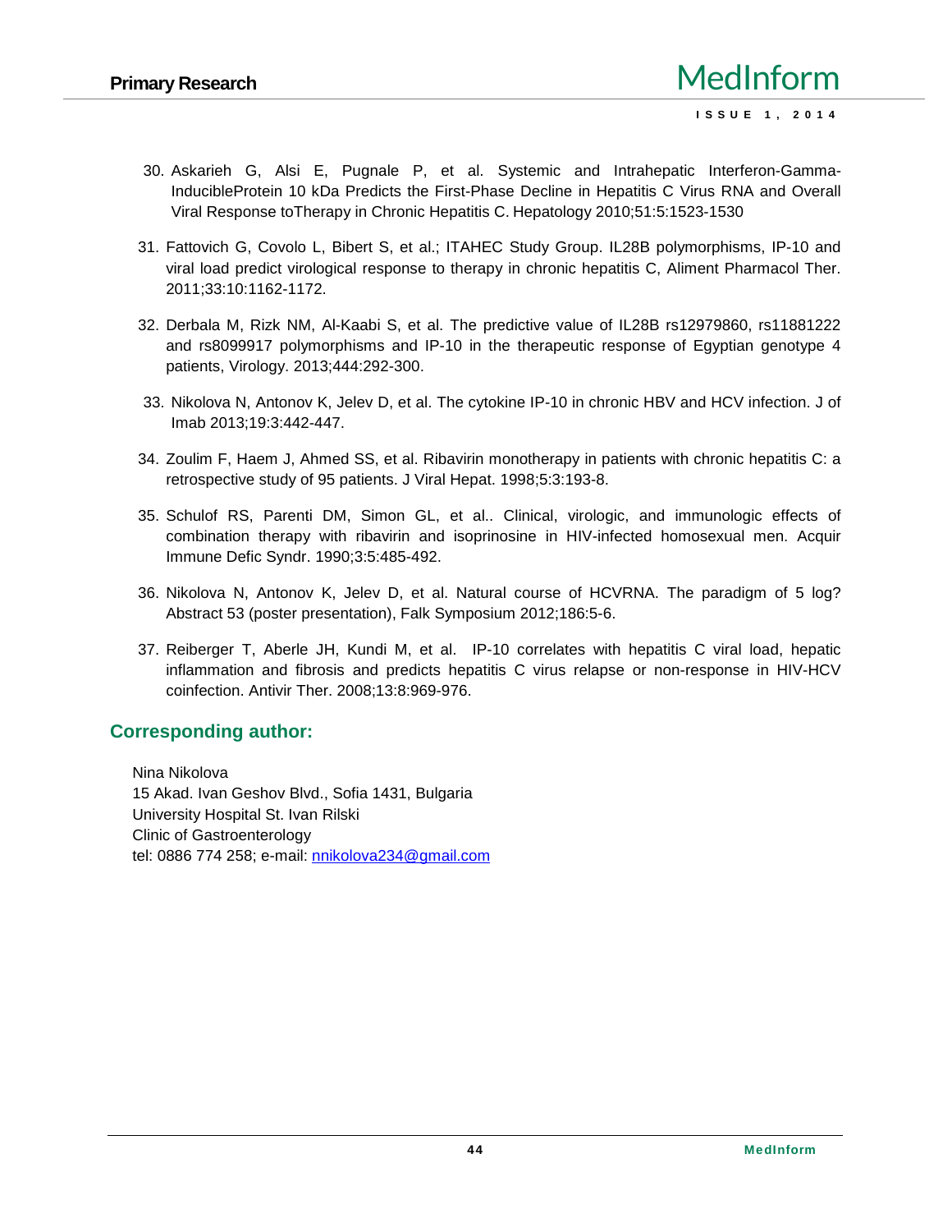30. Askarieh G, Alsi E, Pugnale P, et al. Systemic and Intrahepatic Interferon-Gamma-InducibleProtein 10 kDa Predicts the First-Phase Decline in Hepatitis C Virus RNA and Overall Viral Response toTherapy in Chronic Hepatitis C. Hepatology 2010;51:5:1523-1530

31. Fattovich G, Covolo L, Bibert S, et al.; ITAHEC Study Group. IL28B polymorphisms, IP-10 and viral load predict virological response to therapy in chronic hepatitis C, Aliment Pharmacol Ther. 2011;33:10:1162-1172.

32. Derbala M, Rizk NM, Al-Kaabi S, et al. The predictive value of IL28B rs12979860, rs11881222 and rs8099917 polymorphisms and IP-10 in the therapeutic response of Egyptian genotype 4 patients, Virology. 2013;444:292-300.

33. Nikolova N, Antonov K, Jelev D, et al. The cytokine IP-10 in chronic HBV and HCV infection. J of Imab 2013;19:3:442-447.

34. Zoulim F, Haem J, Ahmed SS, et al. Ribavirin monotherapy in patients with chronic hepatitis C: a retrospective study of 95 patients. J Viral Hepat. 1998;5:3:193-8.

35. Schulof RS, Parenti DM, Simon GL, et al.. Clinical, virologic, and immunologic effects of combination therapy with ribavirin and isoprinosine in HIV-infected homosexual men. Acquir Immune Defic Syndr. 1990;3:5:485-492.

36. Nikolova N, Antonov K, Jelev D, et al. Natural course of HCVRNA. The paradigm of 5 log? Abstract 53 (poster presentation), Falk Symposium 2012;186:5-6.

37. Reiberger T, Aberle JH, Kundi M, et al. IP-10 correlates with hepatitis C viral load, hepatic inflammation and fibrosis and predicts hepatitis C virus relapse or non-response in HIV-HCV coinfection. Antivir Ther. 2008;13:8:969-976.

## Corresponding author:

Nina Nikolova
15 Akad. Ivan Geshov Blvd., Sofia 1431, Bulgaria
University Hospital St. Ivan Rilski
Clinic of Gastroenterology
tel: 0886 774 258; e-mail: nnikolova234@gmail.com